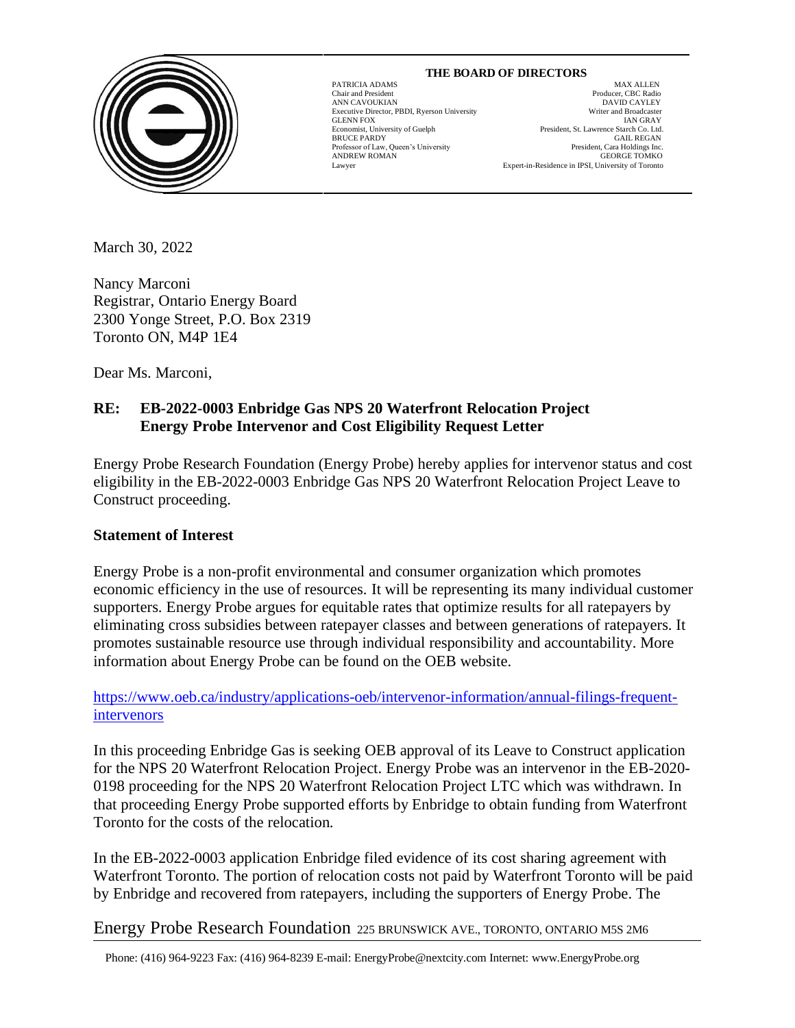**THE BOARD OF DIRECTORS**

| | |
|---|---|
| PATRICIA ADAMS<br>Chair and President | MAX ALLEN<br>Producer, CBC Radio |
| ANN CAVOUKIAN<br>Executive Director, PBDI, Ryerson University | DAVID CAYLEY<br>Writer and Broadcaster |
| GLENN FOX<br>Economist, University of Guelph | IAN GRAY<br>President, St. Lawrence Starch Co. Ltd. |
| BRUCE PARDY<br>Professor of Law, Queen's University | GAIL REGAN<br>President, Cara Holdings Inc. |
| ANDREW ROMAN<br>Lawyer | GEORGE TOMKO<br>Expert-in-Residence in IPSI, University of Toronto |

March 30, 2022

Nancy Marconi
Registrar, Ontario Energy Board
2300 Yonge Street, P.O. Box 2319
Toronto ON, M4P 1E4

Dear Ms. Marconi,

**RE: EB-2022-0003 Enbridge Gas NPS 20 Waterfront Relocation Project**
**Energy Probe Intervenor and Cost Eligibility Request Letter**

Energy Probe Research Foundation (Energy Probe) hereby applies for intervenor status and cost eligibility in the EB-2022-0003 Enbridge Gas NPS 20 Waterfront Relocation Project Leave to Construct proceeding.

**Statement of Interest**

Energy Probe is a non-profit environmental and consumer organization which promotes economic efficiency in the use of resources. It will be representing its many individual customer supporters. Energy Probe argues for equitable rates that optimize results for all ratepayers by eliminating cross subsidies between ratepayer classes and between generations of ratepayers. It promotes sustainable resource use through individual responsibility and accountability. More information about Energy Probe can be found on the OEB website.

https://www.oeb.ca/industry/applications-oeb/intervenor-information/annual-filings-frequent-intervenors

In this proceeding Enbridge Gas is seeking OEB approval of its Leave to Construct application for the NPS 20 Waterfront Relocation Project. Energy Probe was an intervenor in the EB-2020-0198 proceeding for the NPS 20 Waterfront Relocation Project LTC which was withdrawn. In that proceeding Energy Probe supported efforts by Enbridge to obtain funding from Waterfront Toronto for the costs of the relocation.

In the EB-2022-0003 application Enbridge filed evidence of its cost sharing agreement with Waterfront Toronto. The portion of relocation costs not paid by Waterfront Toronto will be paid by Enbridge and recovered from ratepayers, including the supporters of Energy Probe. The

Energy Probe Research Foundation 225 BRUNSWICK AVE., TORONTO, ONTARIO M5S 2M6

Phone: (416) 964-9223 Fax: (416) 964-8239 E-mail: EnergyProbe@nextcity.com Internet: www.EnergyProbe.org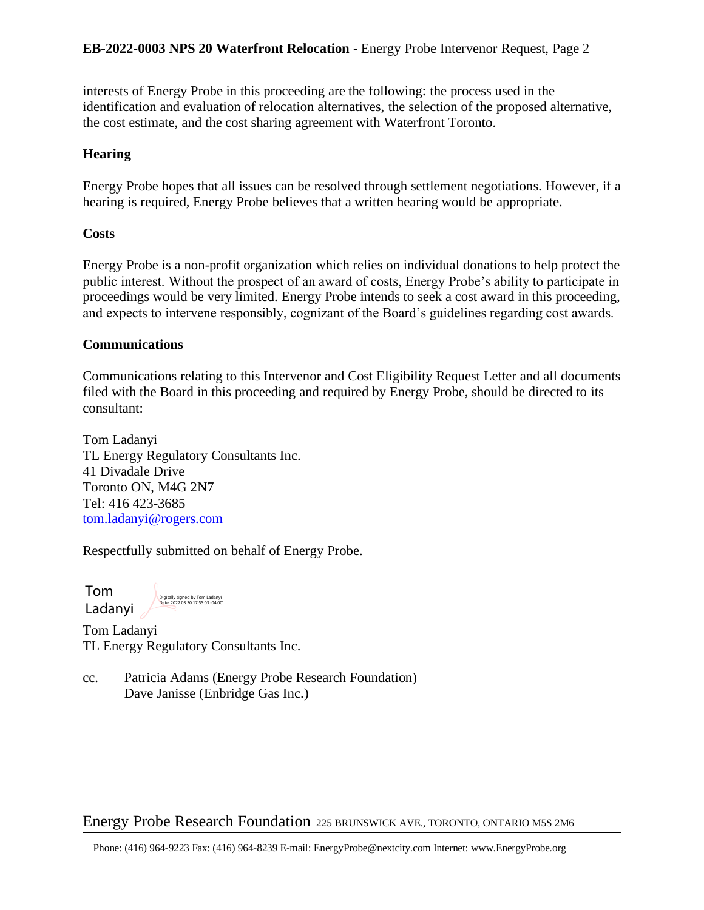interests of Energy Probe in this proceeding are the following: the process used in the identification and evaluation of relocation alternatives, the selection of the proposed alternative, the cost estimate, and the cost sharing agreement with Waterfront Toronto.

**Hearing**

Energy Probe hopes that all issues can be resolved through settlement negotiations. However, if a hearing is required, Energy Probe believes that a written hearing would be appropriate.

**Costs**

Energy Probe is a non-profit organization which relies on individual donations to help protect the public interest. Without the prospect of an award of costs, Energy Probe's ability to participate in proceedings would be very limited. Energy Probe intends to seek a cost award in this proceeding, and expects to intervene responsibly, cognizant of the Board's guidelines regarding cost awards.

**Communications**

Communications relating to this Intervenor and Cost Eligibility Request Letter and all documents filed with the Board in this proceeding and required by Energy Probe, should be directed to its consultant:

Tom Ladanyi
TL Energy Regulatory Consultants Inc.
41 Divadale Drive
Toronto ON, M4G 2N7
Tel: 416 423-3685
tom.ladanyi@rogers.com

Respectfully submitted on behalf of Energy Probe.

Tom Ladanyi
Digitally signed by Tom Ladanyi
Date: 2022.03.30 17:55:03 -04'00'

Tom Ladanyi
TL Energy Regulatory Consultants Inc.

cc. Patricia Adams (Energy Probe Research Foundation)
Dave Janisse (Enbridge Gas Inc.)

Energy Probe Research Foundation 225 BRUNSWICK AVE., TORONTO, ONTARIO M5S 2M6

Phone: (416) 964-9223 Fax: (416) 964-8239 E-mail: EnergyProbe@nextcity.com Internet: www.EnergyProbe.org